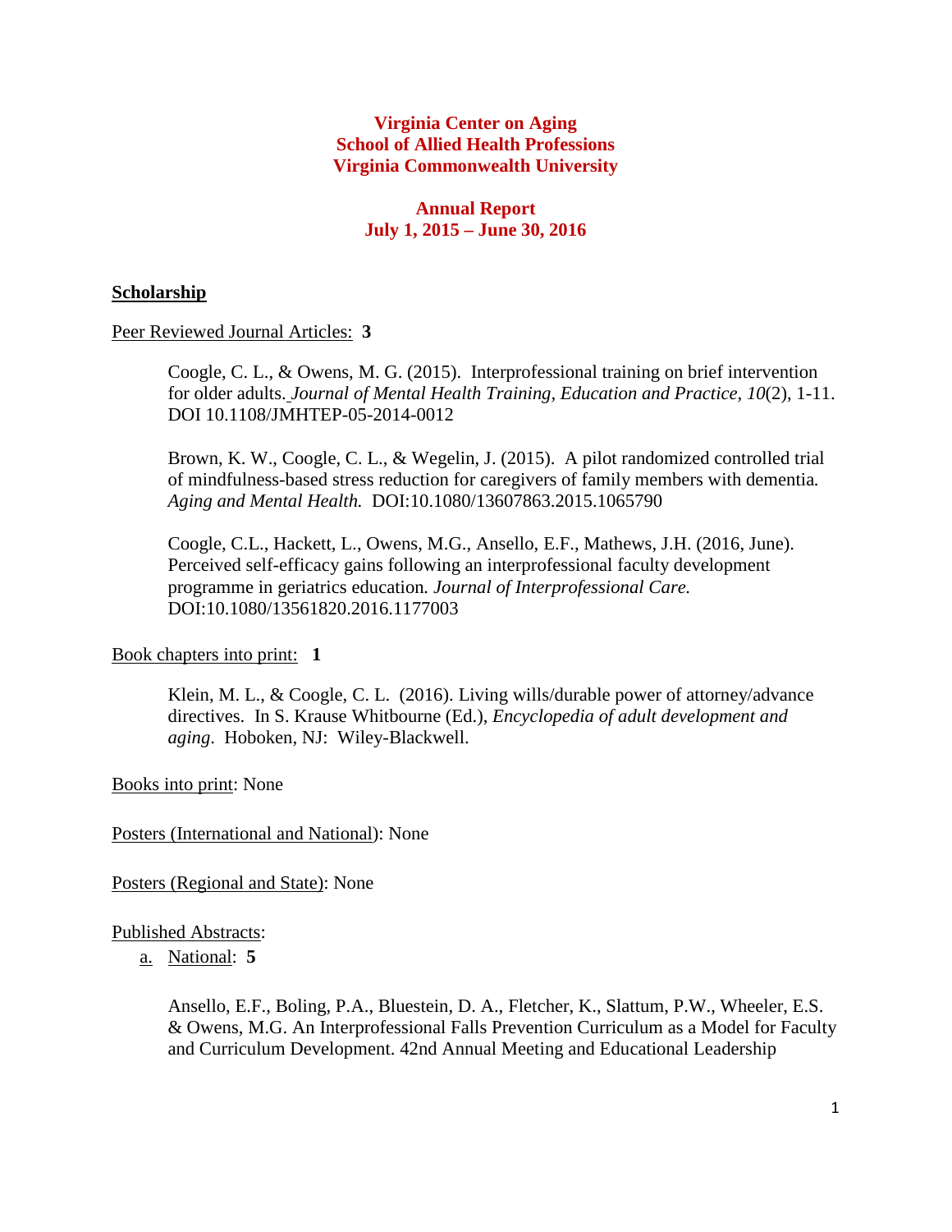**Virginia Center on Aging**
**School of Allied Health Professions**
**Virginia Commonwealth University**

**Annual Report**
**July 1, 2015 – June 30, 2016**

## Scholarship

Peer Reviewed Journal Articles: **3**

Coogle, C. L., & Owens, M. G. (2015). Interprofessional training on brief intervention for older adults. *Journal of Mental Health Training, Education and Practice, 10*(2), 1-11. DOI 10.1108/JMHTEP-05-2014-0012

Brown, K. W., Coogle, C. L., & Wegelin, J. (2015). A pilot randomized controlled trial of mindfulness-based stress reduction for caregivers of family members with dementia. *Aging and Mental Health.* DOI:10.1080/13607863.2015.1065790

Coogle, C.L., Hackett, L., Owens, M.G., Ansello, E.F., Mathews, J.H. (2016, June). Perceived self-efficacy gains following an interprofessional faculty development programme in geriatrics education. *Journal of Interprofessional Care.* DOI:10.1080/13561820.2016.1177003

Book chapters into print: **1**

Klein, M. L., & Coogle, C. L. (2016). Living wills/durable power of attorney/advance directives. In S. Krause Whitbourne (Ed.), *Encyclopedia of adult development and aging*. Hoboken, NJ: Wiley-Blackwell.

Books into print: None

Posters (International and National): None

Posters (Regional and State): None

Published Abstracts:

a. National: **5**

Ansello, E.F., Boling, P.A., Bluestein, D. A., Fletcher, K., Slattum, P.W., Wheeler, E.S. & Owens, M.G. An Interprofessional Falls Prevention Curriculum as a Model for Faculty and Curriculum Development. 42nd Annual Meeting and Educational Leadership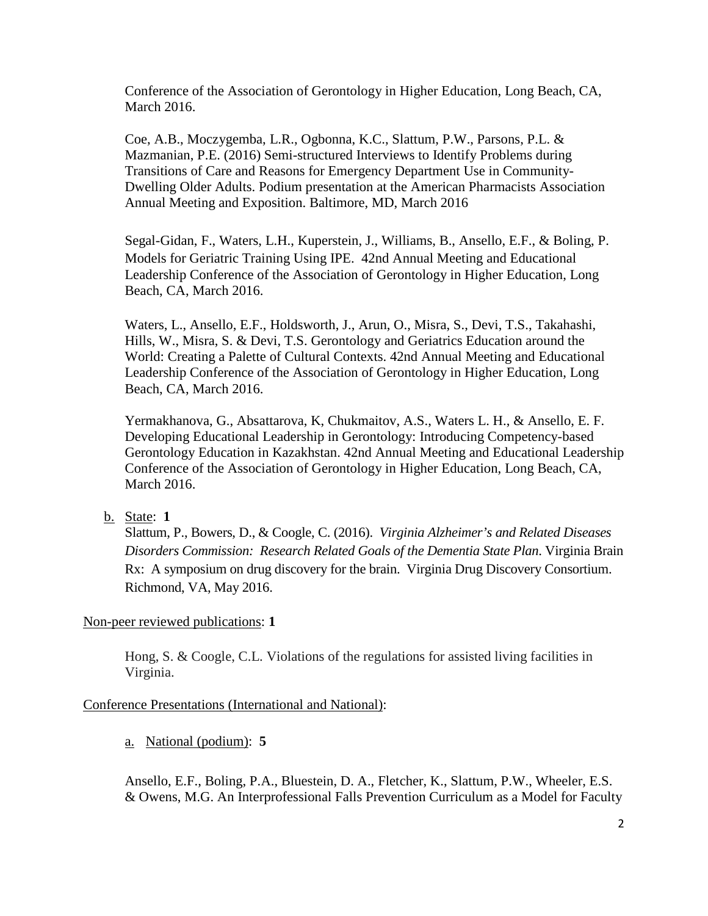Conference of the Association of Gerontology in Higher Education, Long Beach, CA, March 2016.

Coe, A.B., Moczygemba, L.R., Ogbonna, K.C., Slattum, P.W., Parsons, P.L. & Mazmanian, P.E. (2016) Semi-structured Interviews to Identify Problems during Transitions of Care and Reasons for Emergency Department Use in Community-Dwelling Older Adults. Podium presentation at the American Pharmacists Association Annual Meeting and Exposition. Baltimore, MD, March 2016

Segal-Gidan, F., Waters, L.H., Kuperstein, J., Williams, B., Ansello, E.F., & Boling, P. Models for Geriatric Training Using IPE. 42nd Annual Meeting and Educational Leadership Conference of the Association of Gerontology in Higher Education, Long Beach, CA, March 2016.

Waters, L., Ansello, E.F., Holdsworth, J., Arun, O., Misra, S., Devi, T.S., Takahashi, Hills, W., Misra, S. & Devi, T.S. Gerontology and Geriatrics Education around the World: Creating a Palette of Cultural Contexts. 42nd Annual Meeting and Educational Leadership Conference of the Association of Gerontology in Higher Education, Long Beach, CA, March 2016.

Yermakhanova, G., Absattarova, K, Chukmaitov, A.S., Waters L. H., & Ansello, E. F. Developing Educational Leadership in Gerontology: Introducing Competency-based Gerontology Education in Kazakhstan. 42nd Annual Meeting and Educational Leadership Conference of the Association of Gerontology in Higher Education, Long Beach, CA, March 2016.

b. State: **1**

Slattum, P., Bowers, D., & Coogle, C. (2016). *Virginia Alzheimer's and Related Diseases Disorders Commission: Research Related Goals of the Dementia State Plan*. Virginia Brain Rx: A symposium on drug discovery for the brain. Virginia Drug Discovery Consortium. Richmond, VA, May 2016.

Non-peer reviewed publications: **1**

Hong, S. & Coogle, C.L. Violations of the regulations for assisted living facilities in Virginia.

Conference Presentations (International and National):

a. National (podium): **5**

Ansello, E.F., Boling, P.A., Bluestein, D. A., Fletcher, K., Slattum, P.W., Wheeler, E.S. & Owens, M.G. An Interprofessional Falls Prevention Curriculum as a Model for Faculty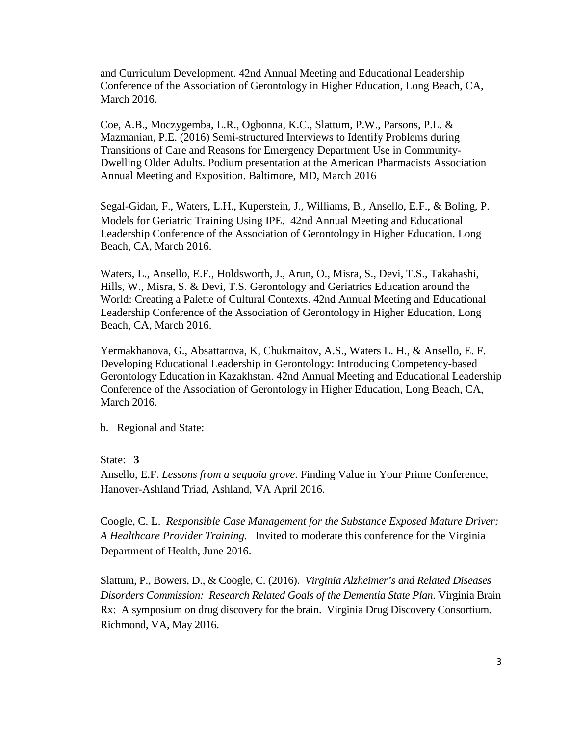and Curriculum Development. 42nd Annual Meeting and Educational Leadership Conference of the Association of Gerontology in Higher Education, Long Beach, CA, March 2016.

Coe, A.B., Moczygemba, L.R., Ogbonna, K.C., Slattum, P.W., Parsons, P.L. & Mazmanian, P.E. (2016) Semi-structured Interviews to Identify Problems during Transitions of Care and Reasons for Emergency Department Use in Community-Dwelling Older Adults. Podium presentation at the American Pharmacists Association Annual Meeting and Exposition. Baltimore, MD, March 2016

Segal-Gidan, F., Waters, L.H., Kuperstein, J., Williams, B., Ansello, E.F., & Boling, P. Models for Geriatric Training Using IPE. 42nd Annual Meeting and Educational Leadership Conference of the Association of Gerontology in Higher Education, Long Beach, CA, March 2016.

Waters, L., Ansello, E.F., Holdsworth, J., Arun, O., Misra, S., Devi, T.S., Takahashi, Hills, W., Misra, S. & Devi, T.S. Gerontology and Geriatrics Education around the World: Creating a Palette of Cultural Contexts. 42nd Annual Meeting and Educational Leadership Conference of the Association of Gerontology in Higher Education, Long Beach, CA, March 2016.

Yermakhanova, G., Absattarova, K, Chukmaitov, A.S., Waters L. H., & Ansello, E. F. Developing Educational Leadership in Gerontology: Introducing Competency-based Gerontology Education in Kazakhstan. 42nd Annual Meeting and Educational Leadership Conference of the Association of Gerontology in Higher Education, Long Beach, CA, March 2016.

b. Regional and State:

State: **3**

Ansello, E.F. *Lessons from a sequoia grove*. Finding Value in Your Prime Conference, Hanover-Ashland Triad, Ashland, VA April 2016.

Coogle, C. L. *Responsible Case Management for the Substance Exposed Mature Driver: A Healthcare Provider Training.* Invited to moderate this conference for the Virginia Department of Health, June 2016.

Slattum, P., Bowers, D., & Coogle, C. (2016). *Virginia Alzheimer's and Related Diseases Disorders Commission: Research Related Goals of the Dementia State Plan*. Virginia Brain Rx: A symposium on drug discovery for the brain. Virginia Drug Discovery Consortium. Richmond, VA, May 2016.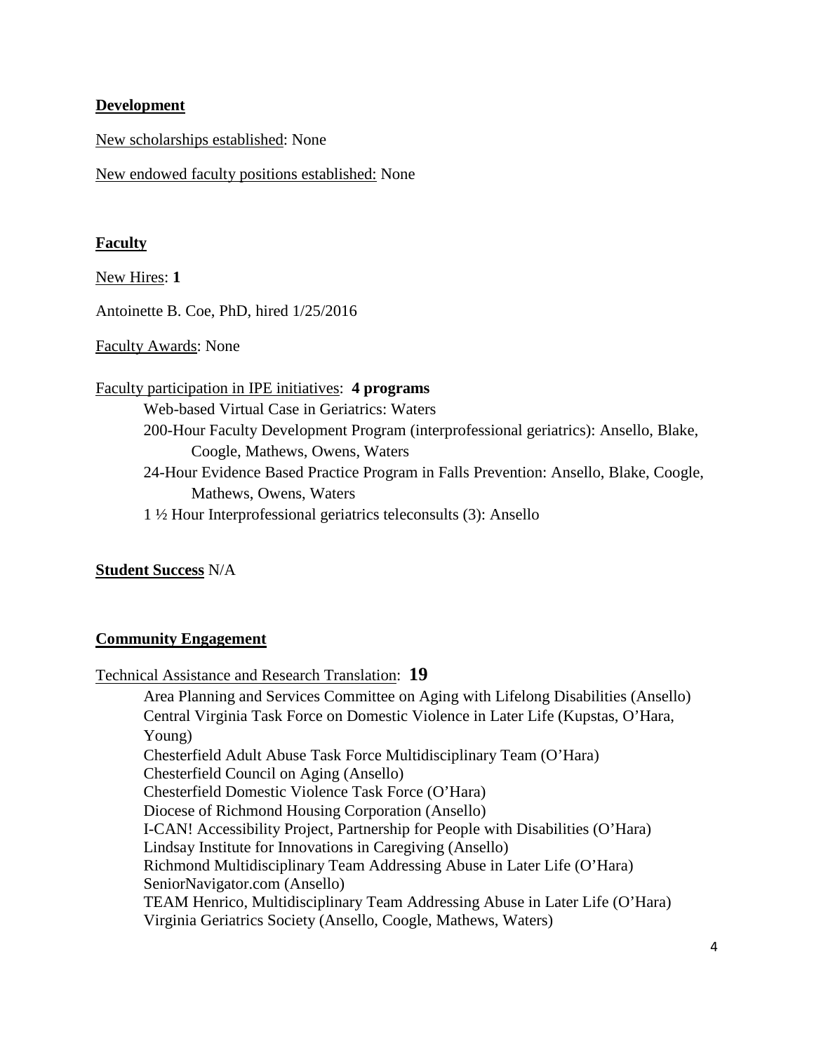## Development

New scholarships established: None

New endowed faculty positions established: None

## Faculty

New Hires: **1**

Antoinette B. Coe, PhD, hired 1/25/2016

Faculty Awards: None

Faculty participation in IPE initiatives: **4 programs**

- Web-based Virtual Case in Geriatrics: Waters
- 200-Hour Faculty Development Program (interprofessional geriatrics): Ansello, Blake, Coogle, Mathews, Owens, Waters
- 24-Hour Evidence Based Practice Program in Falls Prevention: Ansello, Blake, Coogle, Mathews, Owens, Waters
- 1 ½ Hour Interprofessional geriatrics teleconsults (3): Ansello

## Student Success N/A

## Community Engagement

Technical Assistance and Research Translation: **19**

- Area Planning and Services Committee on Aging with Lifelong Disabilities (Ansello)
- Central Virginia Task Force on Domestic Violence in Later Life (Kupstas, O'Hara, Young)
- Chesterfield Adult Abuse Task Force Multidisciplinary Team (O'Hara)
- Chesterfield Council on Aging (Ansello)
- Chesterfield Domestic Violence Task Force (O'Hara)
- Diocese of Richmond Housing Corporation (Ansello)
- I-CAN! Accessibility Project, Partnership for People with Disabilities (O'Hara)
- Lindsay Institute for Innovations in Caregiving (Ansello)
- Richmond Multidisciplinary Team Addressing Abuse in Later Life (O'Hara)
- SeniorNavigator.com (Ansello)
- TEAM Henrico, Multidisciplinary Team Addressing Abuse in Later Life (O'Hara)
- Virginia Geriatrics Society (Ansello, Coogle, Mathews, Waters)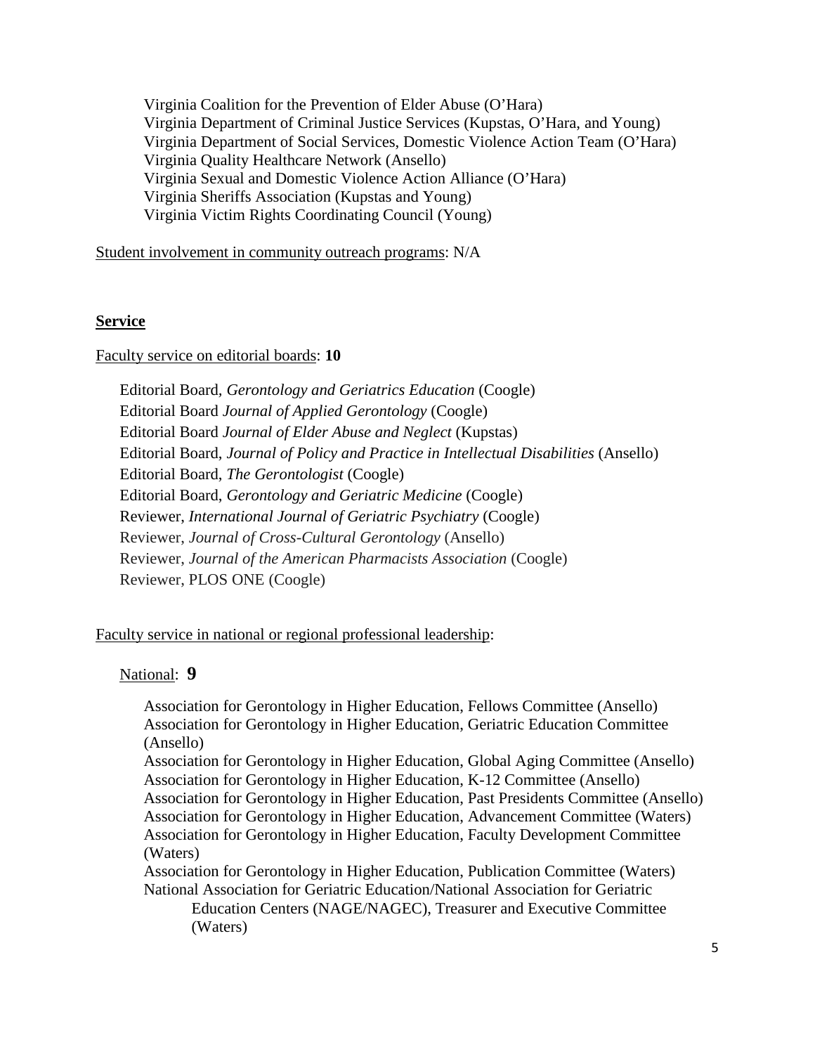Virginia Coalition for the Prevention of Elder Abuse (O'Hara)
Virginia Department of Criminal Justice Services (Kupstas, O'Hara, and Young)
Virginia Department of Social Services, Domestic Violence Action Team (O'Hara)
Virginia Quality Healthcare Network (Ansello)
Virginia Sexual and Domestic Violence Action Alliance (O'Hara)
Virginia Sheriffs Association (Kupstas and Young)
Virginia Victim Rights Coordinating Council (Young)

<u>Student involvement in community outreach programs</u>: N/A

## <u>Service</u>

<u>Faculty service on editorial boards</u>: **10**

Editorial Board, *Gerontology and Geriatrics Education* (Coogle)
Editorial Board *Journal of Applied Gerontology* (Coogle)
Editorial Board *Journal of Elder Abuse and Neglect* (Kupstas)
Editorial Board, *Journal of Policy and Practice in Intellectual Disabilities* (Ansello)
Editorial Board, *The Gerontologist* (Coogle)
Editorial Board, *Gerontology and Geriatric Medicine* (Coogle)
Reviewer, *International Journal of Geriatric Psychiatry* (Coogle)
Reviewer, *Journal of Cross-Cultural Gerontology* (Ansello)
Reviewer, *Journal of the American Pharmacists Association* (Coogle)
Reviewer, PLOS ONE (Coogle)

<u>Faculty service in national or regional professional leadership</u>:

<u>National</u>: **9**

Association for Gerontology in Higher Education, Fellows Committee (Ansello)
Association for Gerontology in Higher Education, Geriatric Education Committee (Ansello)
Association for Gerontology in Higher Education, Global Aging Committee (Ansello)
Association for Gerontology in Higher Education, K-12 Committee (Ansello)
Association for Gerontology in Higher Education, Past Presidents Committee (Ansello)
Association for Gerontology in Higher Education, Advancement Committee (Waters)
Association for Gerontology in Higher Education, Faculty Development Committee (Waters)
Association for Gerontology in Higher Education, Publication Committee (Waters)
National Association for Geriatric Education/National Association for Geriatric Education Centers (NAGE/NAGEC), Treasurer and Executive Committee (Waters)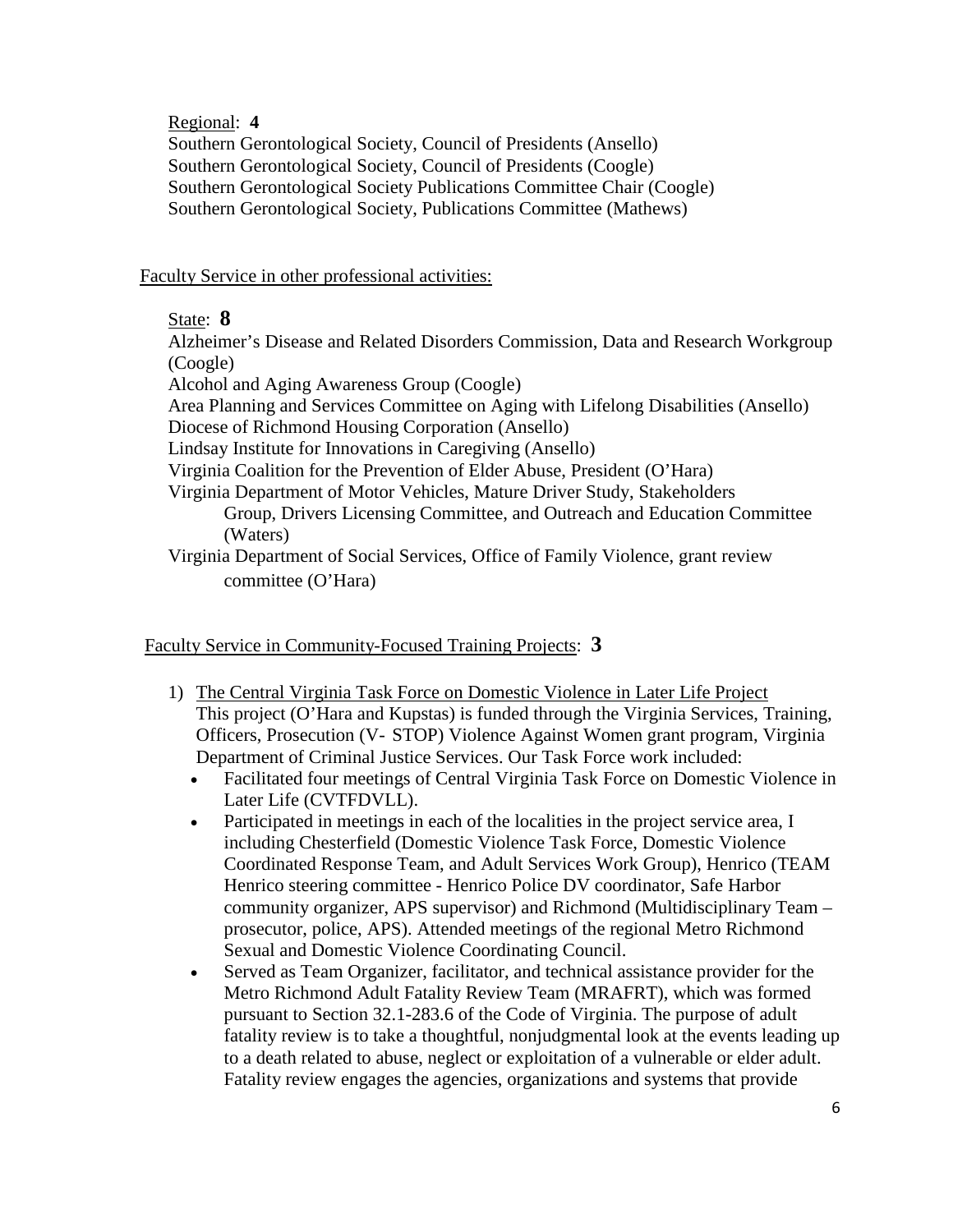Regional: **4**

Southern Gerontological Society, Council of Presidents (Ansello)
Southern Gerontological Society, Council of Presidents (Coogle)
Southern Gerontological Society Publications Committee Chair (Coogle)
Southern Gerontological Society, Publications Committee (Mathews)

Faculty Service in other professional activities:

State: **8**

Alzheimer's Disease and Related Disorders Commission, Data and Research Workgroup (Coogle)
Alcohol and Aging Awareness Group (Coogle)
Area Planning and Services Committee on Aging with Lifelong Disabilities (Ansello)
Diocese of Richmond Housing Corporation (Ansello)
Lindsay Institute for Innovations in Caregiving (Ansello)
Virginia Coalition for the Prevention of Elder Abuse, President (O'Hara)
Virginia Department of Motor Vehicles, Mature Driver Study, Stakeholders Group, Drivers Licensing Committee, and Outreach and Education Committee (Waters)
Virginia Department of Social Services, Office of Family Violence, grant review committee (O'Hara)

Faculty Service in Community-Focused Training Projects: **3**

1) The Central Virginia Task Force on Domestic Violence in Later Life Project
   This project (O'Hara and Kupstas) is funded through the Virginia Services, Training, Officers, Prosecution (V- STOP) Violence Against Women grant program, Virginia Department of Criminal Justice Services. Our Task Force work included:
   - Facilitated four meetings of Central Virginia Task Force on Domestic Violence in Later Life (CVTFDVLL).
   - Participated in meetings in each of the localities in the project service area, I including Chesterfield (Domestic Violence Task Force, Domestic Violence Coordinated Response Team, and Adult Services Work Group), Henrico (TEAM Henrico steering committee - Henrico Police DV coordinator, Safe Harbor community organizer, APS supervisor) and Richmond (Multidisciplinary Team – prosecutor, police, APS). Attended meetings of the regional Metro Richmond Sexual and Domestic Violence Coordinating Council.
   - Served as Team Organizer, facilitator, and technical assistance provider for the Metro Richmond Adult Fatality Review Team (MRAFRT), which was formed pursuant to Section 32.1-283.6 of the Code of Virginia. The purpose of adult fatality review is to take a thoughtful, nonjudgmental look at the events leading up to a death related to abuse, neglect or exploitation of a vulnerable or elder adult. Fatality review engages the agencies, organizations and systems that provide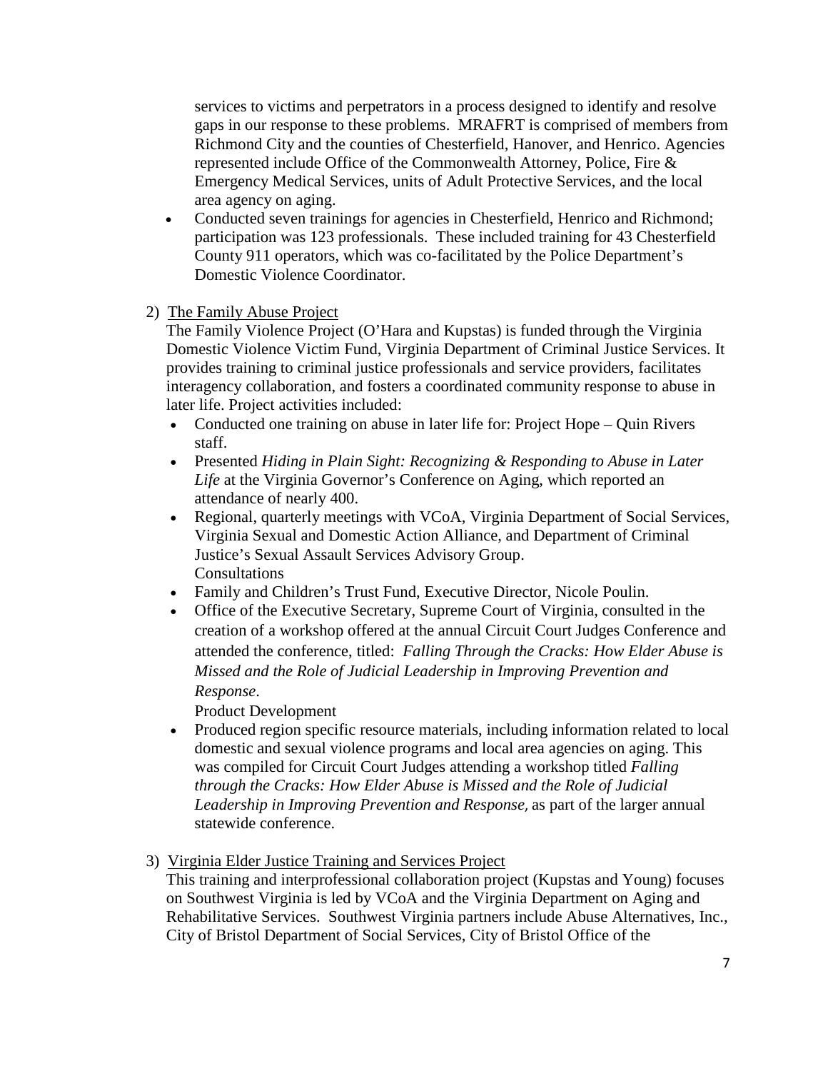services to victims and perpetrators in a process designed to identify and resolve gaps in our response to these problems. MRAFRT is comprised of members from Richmond City and the counties of Chesterfield, Hanover, and Henrico. Agencies represented include Office of the Commonwealth Attorney, Police, Fire & Emergency Medical Services, units of Adult Protective Services, and the local area agency on aging.

- Conducted seven trainings for agencies in Chesterfield, Henrico and Richmond; participation was 123 professionals. These included training for 43 Chesterfield County 911 operators, which was co-facilitated by the Police Department's Domestic Violence Coordinator.

2) The Family Abuse Project

The Family Violence Project (O'Hara and Kupstas) is funded through the Virginia Domestic Violence Victim Fund, Virginia Department of Criminal Justice Services. It provides training to criminal justice professionals and service providers, facilitates interagency collaboration, and fosters a coordinated community response to abuse in later life. Project activities included:

- Conducted one training on abuse in later life for: Project Hope – Quin Rivers staff.
- Presented *Hiding in Plain Sight: Recognizing & Responding to Abuse in Later Life* at the Virginia Governor's Conference on Aging, which reported an attendance of nearly 400.
- Regional, quarterly meetings with VCoA, Virginia Department of Social Services, Virginia Sexual and Domestic Action Alliance, and Department of Criminal Justice's Sexual Assault Services Advisory Group.

Consultations

- Family and Children's Trust Fund, Executive Director, Nicole Poulin.
- Office of the Executive Secretary, Supreme Court of Virginia, consulted in the creation of a workshop offered at the annual Circuit Court Judges Conference and attended the conference, titled: *Falling Through the Cracks: How Elder Abuse is Missed and the Role of Judicial Leadership in Improving Prevention and Response*.

Product Development

- Produced region specific resource materials, including information related to local domestic and sexual violence programs and local area agencies on aging. This was compiled for Circuit Court Judges attending a workshop titled *Falling through the Cracks: How Elder Abuse is Missed and the Role of Judicial Leadership in Improving Prevention and Response,* as part of the larger annual statewide conference.

3) Virginia Elder Justice Training and Services Project

This training and interprofessional collaboration project (Kupstas and Young) focuses on Southwest Virginia is led by VCoA and the Virginia Department on Aging and Rehabilitative Services. Southwest Virginia partners include Abuse Alternatives, Inc., City of Bristol Department of Social Services, City of Bristol Office of the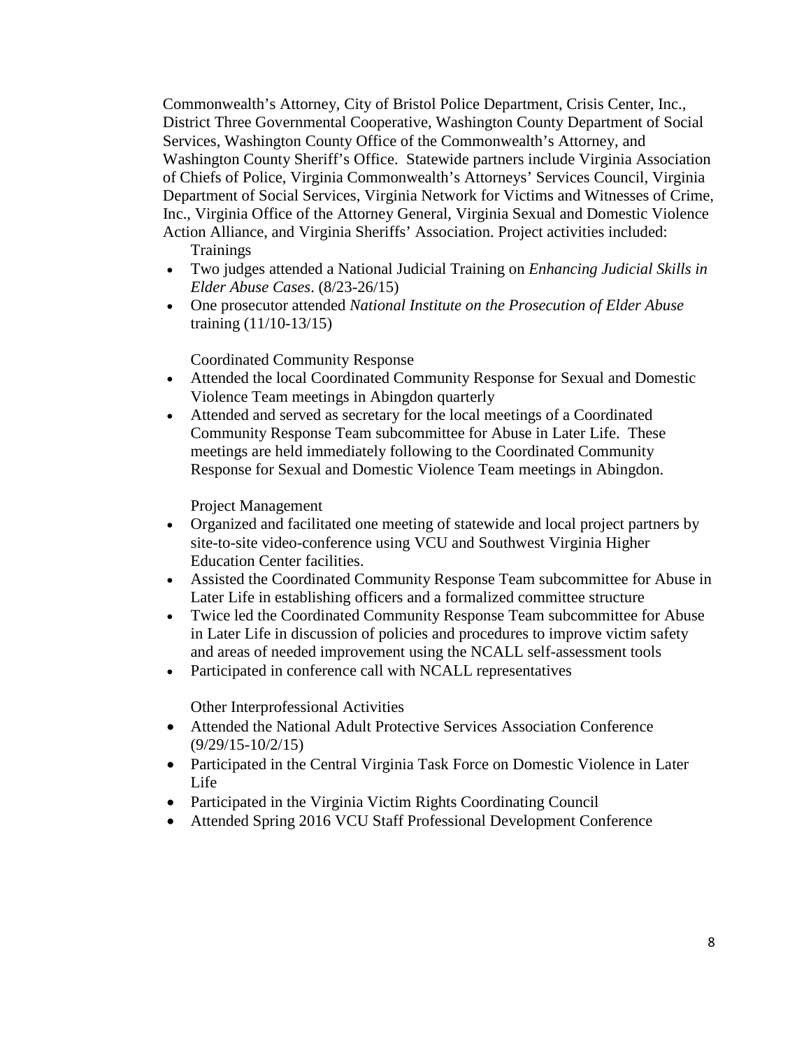Commonwealth's Attorney, City of Bristol Police Department, Crisis Center, Inc., District Three Governmental Cooperative, Washington County Department of Social Services, Washington County Office of the Commonwealth's Attorney, and Washington County Sheriff's Office. Statewide partners include Virginia Association of Chiefs of Police, Virginia Commonwealth's Attorneys' Services Council, Virginia Department of Social Services, Virginia Network for Victims and Witnesses of Crime, Inc., Virginia Office of the Attorney General, Virginia Sexual and Domestic Violence Action Alliance, and Virginia Sheriffs' Association. Project activities included:

Trainings

- Two judges attended a National Judicial Training on *Enhancing Judicial Skills in Elder Abuse Cases*. (8/23-26/15)
- One prosecutor attended *National Institute on the Prosecution of Elder Abuse* training (11/10-13/15)

Coordinated Community Response

- Attended the local Coordinated Community Response for Sexual and Domestic Violence Team meetings in Abingdon quarterly
- Attended and served as secretary for the local meetings of a Coordinated Community Response Team subcommittee for Abuse in Later Life. These meetings are held immediately following to the Coordinated Community Response for Sexual and Domestic Violence Team meetings in Abingdon.

Project Management

- Organized and facilitated one meeting of statewide and local project partners by site-to-site video-conference using VCU and Southwest Virginia Higher Education Center facilities.
- Assisted the Coordinated Community Response Team subcommittee for Abuse in Later Life in establishing officers and a formalized committee structure
- Twice led the Coordinated Community Response Team subcommittee for Abuse in Later Life in discussion of policies and procedures to improve victim safety and areas of needed improvement using the NCALL self-assessment tools
- Participated in conference call with NCALL representatives

Other Interprofessional Activities

- Attended the National Adult Protective Services Association Conference (9/29/15-10/2/15)
- Participated in the Central Virginia Task Force on Domestic Violence in Later Life
- Participated in the Virginia Victim Rights Coordinating Council
- Attended Spring 2016 VCU Staff Professional Development Conference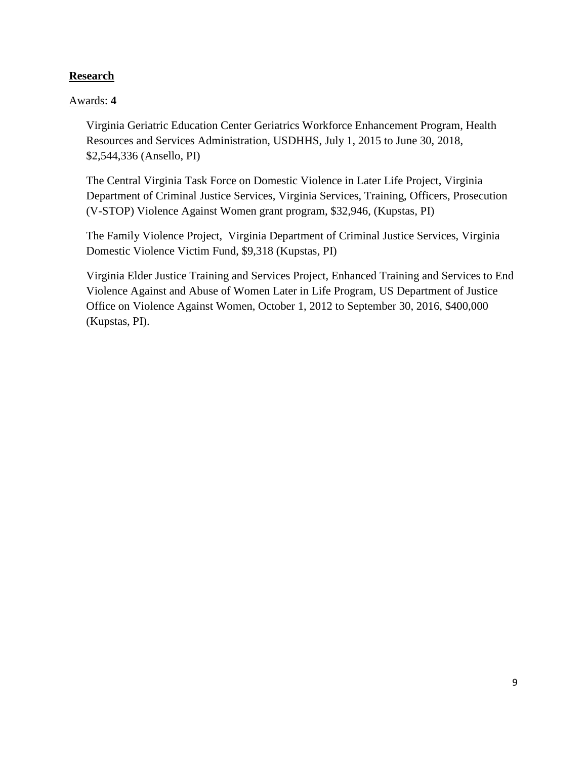## **Research**

Awards: **4**

Virginia Geriatric Education Center Geriatrics Workforce Enhancement Program, Health Resources and Services Administration, USDHHS, July 1, 2015 to June 30, 2018, $2,544,336 (Ansello, PI)

The Central Virginia Task Force on Domestic Violence in Later Life Project, Virginia Department of Criminal Justice Services, Virginia Services, Training, Officers, Prosecution (V-STOP) Violence Against Women grant program, $32,946, (Kupstas, PI)

The Family Violence Project, Virginia Department of Criminal Justice Services, Virginia Domestic Violence Victim Fund, $9,318 (Kupstas, PI)

Virginia Elder Justice Training and Services Project, Enhanced Training and Services to End Violence Against and Abuse of Women Later in Life Program, US Department of Justice Office on Violence Against Women, October 1, 2012 to September 30, 2016, $400,000 (Kupstas, PI).